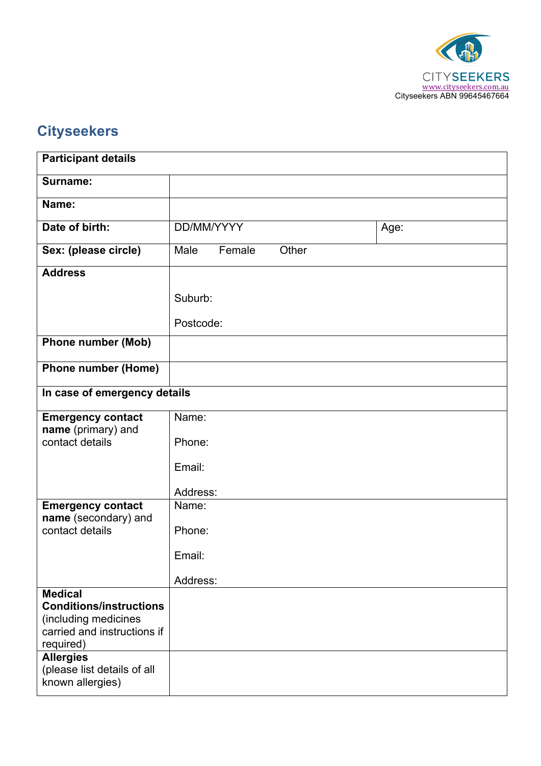CITYSEEKERS
www.cityseekers.com.au
Cityseekers ABN 99645467664

## Cityseekers

| **Participant details** | | |
|---|---|---|
| **Surname:** | | |
| **Name:** | | |
| **Date of birth:** | DD/MM/YYYY | Age: |
| **Sex: (please circle)** | Male Female Other | |
| **Address** | Suburb: <br> Postcode: | |
| **Phone number (Mob)** | | |
| **Phone number (Home)** | | |
| **In case of emergency details** | | |
| **Emergency contact name** (primary) and contact details | Name: <br> Phone: <br> Email: <br> Address: | |
| **Emergency contact name** (secondary) and contact details | Name: <br> Phone: <br> Email: <br> Address: | |
| **Medical Conditions/instructions** (including medicines carried and instructions if required) | | |
| **Allergies** (please list details of all known allergies) | | |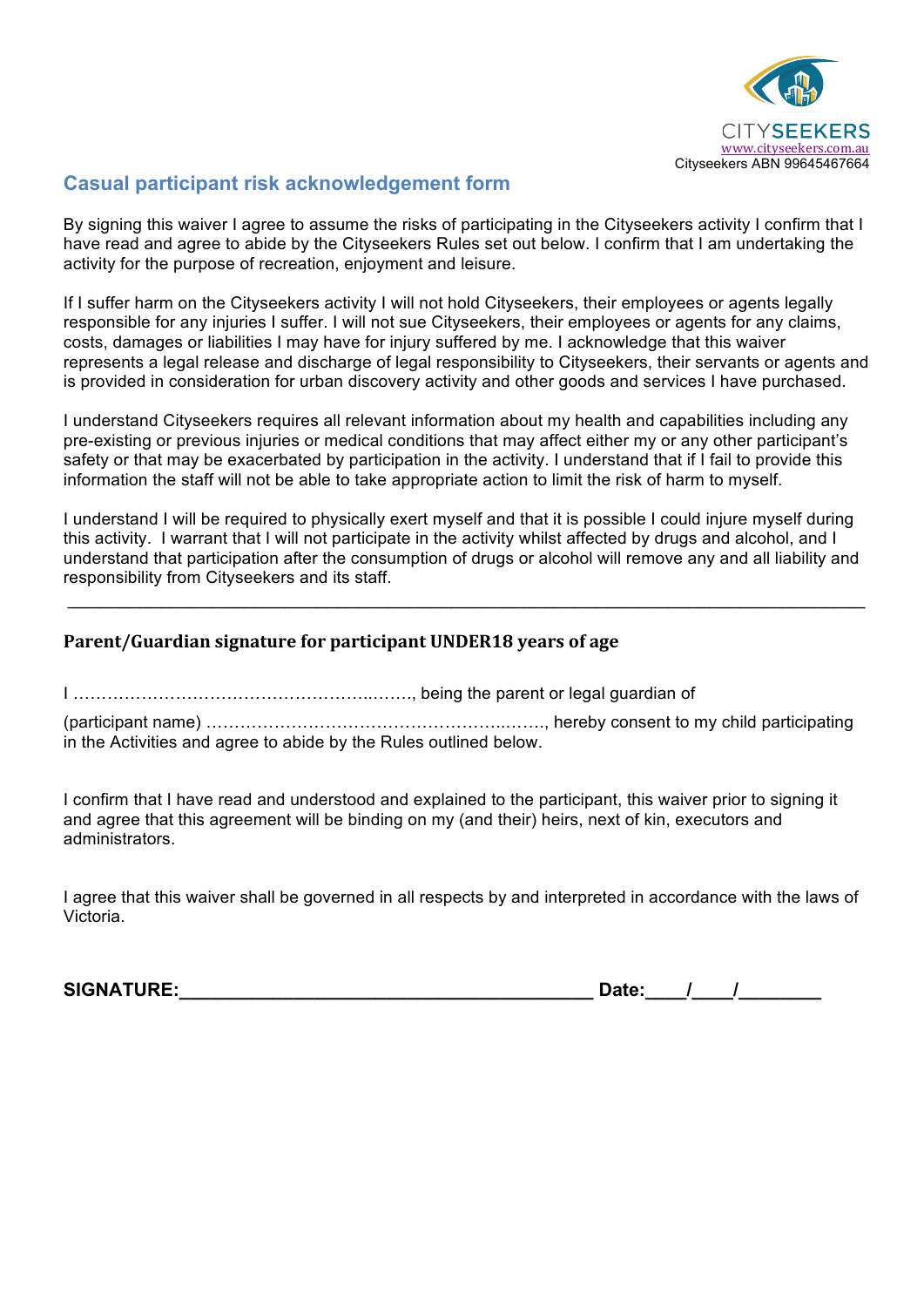CITYSEEKERS
www.cityseekers.com.au
Cityseekers ABN 99645467664

## Casual participant risk acknowledgement form

By signing this waiver I agree to assume the risks of participating in the Cityseekers activity I confirm that I have read and agree to abide by the Cityseekers Rules set out below. I confirm that I am undertaking the activity for the purpose of recreation, enjoyment and leisure.

If I suffer harm on the Cityseekers activity I will not hold Cityseekers, their employees or agents legally responsible for any injuries I suffer. I will not sue Cityseekers, their employees or agents for any claims, costs, damages or liabilities I may have for injury suffered by me. I acknowledge that this waiver represents a legal release and discharge of legal responsibility to Cityseekers, their servants or agents and is provided in consideration for urban discovery activity and other goods and services I have purchased.

I understand Cityseekers requires all relevant information about my health and capabilities including any pre-existing or previous injuries or medical conditions that may affect either my or any other participant's safety or that may be exacerbated by participation in the activity. I understand that if I fail to provide this information the staff will not be able to take appropriate action to limit the risk of harm to myself.

I understand I will be required to physically exert myself and that it is possible I could injure myself during this activity. I warrant that I will not participate in the activity whilst affected by drugs and alcohol, and I understand that participation after the consumption of drugs or alcohol will remove any and all liability and responsibility from Cityseekers and its staff.

---

### Parent/Guardian signature for participant UNDER18 years of age

I ……………………………………………..……, being the parent or legal guardian of

(participant name) ……………………………………………..……, hereby consent to my child participating in the Activities and agree to abide by the Rules outlined below.

I confirm that I have read and understood and explained to the participant, this waiver prior to signing it and agree that this agreement will be binding on my (and their) heirs, next of kin, executors and administrators.

I agree that this waiver shall be governed in all respects by and interpreted in accordance with the laws of Victoria.

**SIGNATURE:________________________________________ Date:____/____/________**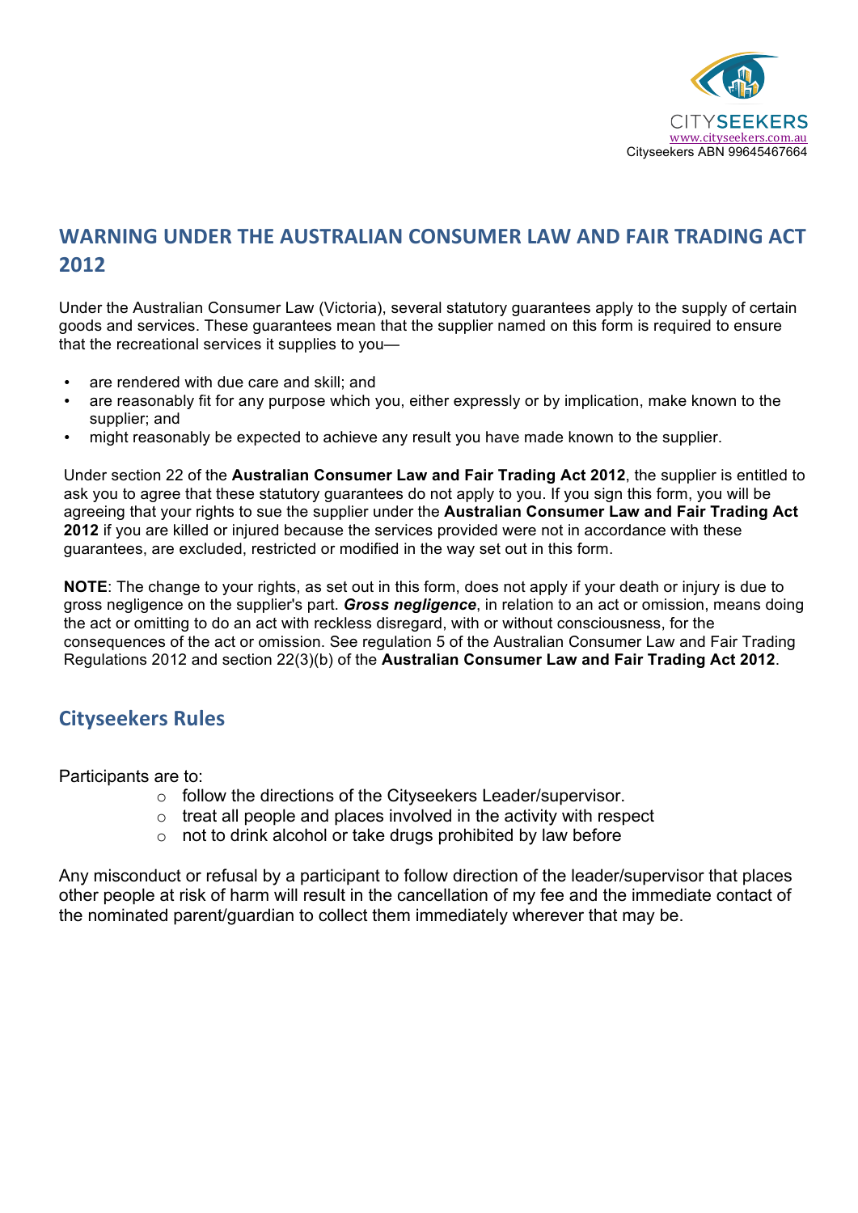CITYSEEKERS
www.cityseekers.com.au
Cityseekers ABN 99645467664

## WARNING UNDER THE AUSTRALIAN CONSUMER LAW AND FAIR TRADING ACT 2012

Under the Australian Consumer Law (Victoria), several statutory guarantees apply to the supply of certain goods and services. These guarantees mean that the supplier named on this form is required to ensure that the recreational services it supplies to you—

- are rendered with due care and skill; and
- are reasonably fit for any purpose which you, either expressly or by implication, make known to the supplier; and
- might reasonably be expected to achieve any result you have made known to the supplier.

Under section 22 of the **Australian Consumer Law and Fair Trading Act 2012**, the supplier is entitled to ask you to agree that these statutory guarantees do not apply to you. If you sign this form, you will be agreeing that your rights to sue the supplier under the **Australian Consumer Law and Fair Trading Act 2012** if you are killed or injured because the services provided were not in accordance with these guarantees, are excluded, restricted or modified in the way set out in this form.

**NOTE**: The change to your rights, as set out in this form, does not apply if your death or injury is due to gross negligence on the supplier's part. ***Gross negligence***, in relation to an act or omission, means doing the act or omitting to do an act with reckless disregard, with or without consciousness, for the consequences of the act or omission. See regulation 5 of the Australian Consumer Law and Fair Trading Regulations 2012 and section 22(3)(b) of the **Australian Consumer Law and Fair Trading Act 2012**.

## Cityseekers Rules

Participants are to:

- follow the directions of the Cityseekers Leader/supervisor.
- treat all people and places involved in the activity with respect
- not to drink alcohol or take drugs prohibited by law before

Any misconduct or refusal by a participant to follow direction of the leader/supervisor that places other people at risk of harm will result in the cancellation of my fee and the immediate contact of the nominated parent/guardian to collect them immediately wherever that may be.